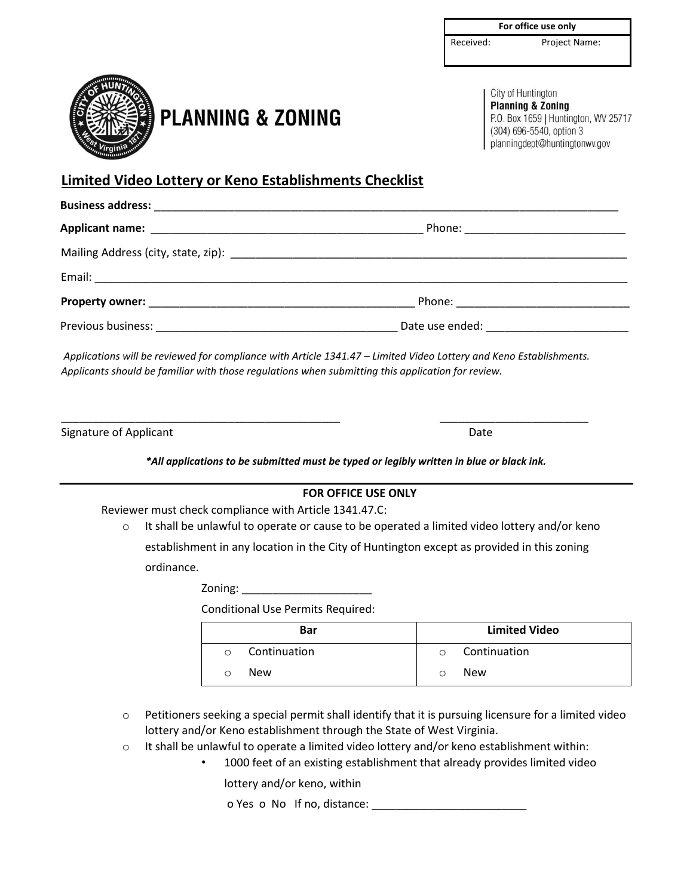| For office use only | |
|---|---|
| Received: | Project Name: |

**PLANNING & ZONING**

City of Huntington
**Planning & Zoning**
P.O. Box 1659 | Huntington, WV 25717
(304) 696-5540, option 3
planningdept@huntingtonwv.gov

## Limited Video Lottery or Keno Establishments Checklist

**Business address:** ______________________________________________________________________________

**Applicant name:** _____________________________________________ Phone: __________________________

Mailing Address (city, state, zip): _________________________________________________________________

Email: _______________________________________________________________________________________

**Property owner:** ____________________________________________ Phone: ____________________________

Previous business: ______________________________________ Date use ended: _______________________

*Applications will be reviewed for compliance with Article 1341.47 – Limited Video Lottery and Keno Establishments. Applicants should be familiar with those regulations when submitting this application for review.*

______________________________________________ ________________________

Signature of Applicant Date

***All applications to be submitted must be typed or legibly written in blue or black ink.**

---

**FOR OFFICE USE ONLY**

Reviewer must check compliance with Article 1341.47.C:

- o It shall be unlawful to operate or cause to be operated a limited video lottery and/or keno establishment in any location in the City of Huntington except as provided in this zoning ordinance.

  Zoning: _____________________

  Conditional Use Permits Required:

| Bar | Limited Video |
|---|---|
| o Continuation | o Continuation |
| o New | o New |

- o Petitioners seeking a special permit shall identify that it is pursuing licensure for a limited video lottery and/or Keno establishment through the State of West Virginia.
- o It shall be unlawful to operate a limited video lottery and/or keno establishment within:
  - 1000 feet of an existing establishment that already provides limited video lottery and/or keno, within

    o Yes o No If no, distance: _________________________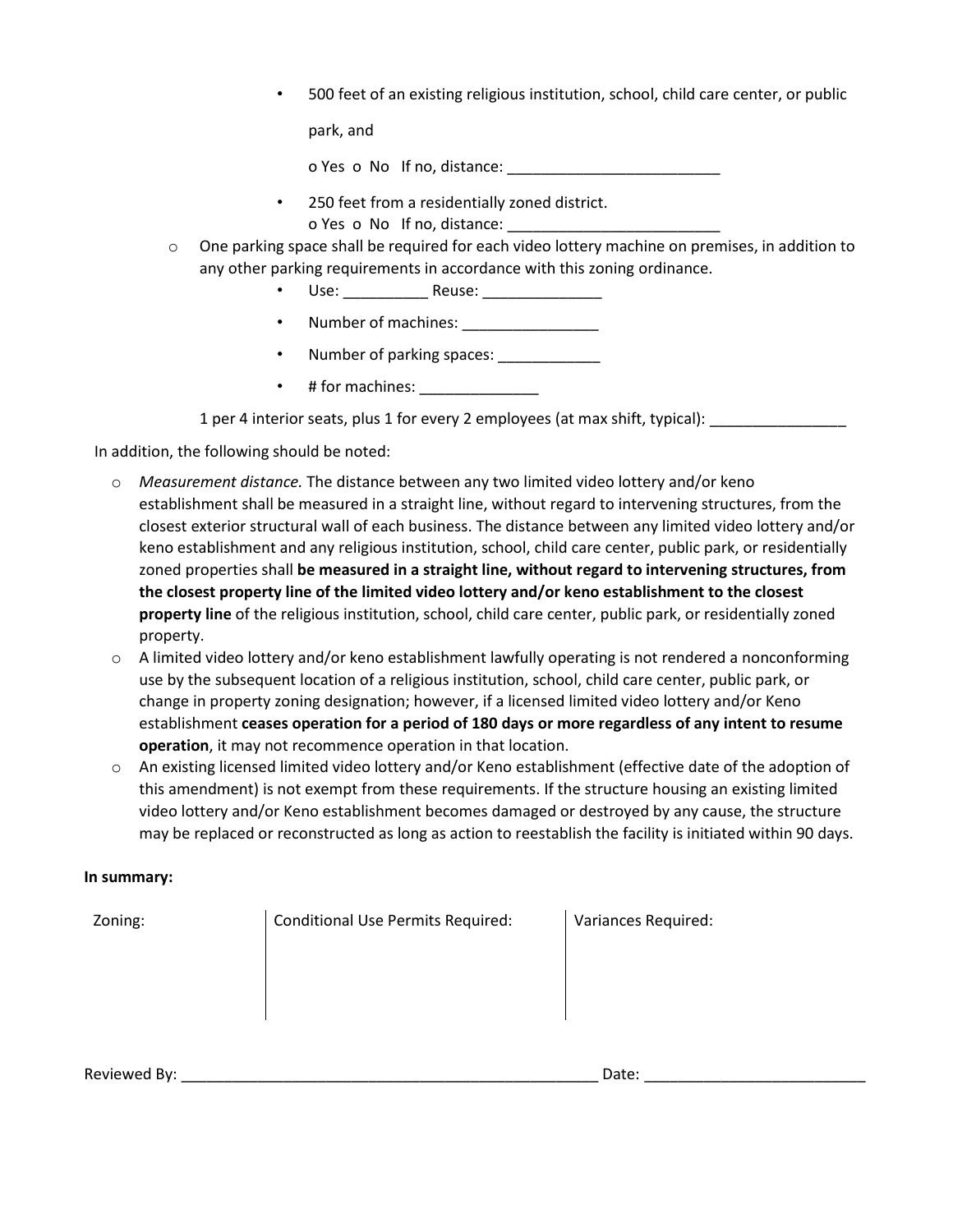- 500 feet of an existing religious institution, school, child care center, or public park, and

  o Yes o No If no, distance: _________________________

- 250 feet from a residentially zoned district.

  o Yes o No If no, distance: _________________________

- One parking space shall be required for each video lottery machine on premises, in addition to any other parking requirements in accordance with this zoning ordinance.
  - Use: __________ Reuse: ______________
  - Number of machines: ________________
  - Number of parking spaces: ____________
  - # for machines: ______________

  1 per 4 interior seats, plus 1 for every 2 employees (at max shift, typical): ________________

In addition, the following should be noted:

- *Measurement distance.* The distance between any two limited video lottery and/or keno establishment shall be measured in a straight line, without regard to intervening structures, from the closest exterior structural wall of each business. The distance between any limited video lottery and/or keno establishment and any religious institution, school, child care center, public park, or residentially zoned properties shall **be measured in a straight line, without regard to intervening structures, from the closest property line of the limited video lottery and/or keno establishment to the closest property line** of the religious institution, school, child care center, public park, or residentially zoned property.
- A limited video lottery and/or keno establishment lawfully operating is not rendered a nonconforming use by the subsequent location of a religious institution, school, child care center, public park, or change in property zoning designation; however, if a licensed limited video lottery and/or Keno establishment **ceases operation for a period of 180 days or more regardless of any intent to resume operation**, it may not recommence operation in that location.
- An existing licensed limited video lottery and/or Keno establishment (effective date of the adoption of this amendment) is not exempt from these requirements. If the structure housing an existing limited video lottery and/or Keno establishment becomes damaged or destroyed by any cause, the structure may be replaced or reconstructed as long as action to reestablish the facility is initiated within 90 days.

**In summary:**

| Zoning: | Conditional Use Permits Required: | Variances Required: |
|---|---|---|
| | | |

Reviewed By: ____________________________________________________ Date: ___________________________